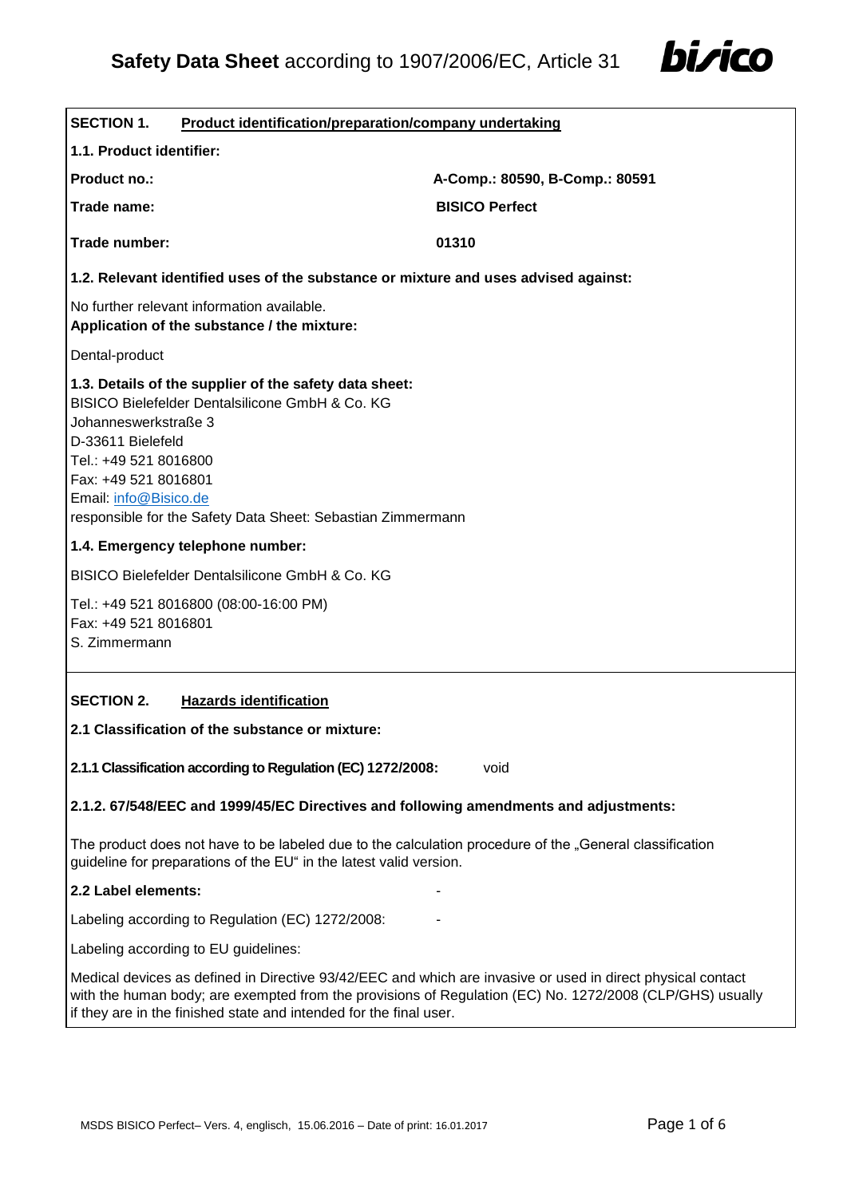# Safety Data Sheet according to 1907/2006/EC, Article 31

## SECTION 1. Product identification/preparation/company undertaking

**1.1. Product identifier:**

| | |
|---|---|
| **Product no.:** | **A-Comp.: 80590, B-Comp.: 80591** |
| **Trade name:** | **BISICO Perfect** |
| **Trade number:** | **01310** |

**1.2. Relevant identified uses of the substance or mixture and uses advised against:**

No further relevant information available.
**Application of the substance / the mixture:**

Dental-product

**1.3. Details of the supplier of the safety data sheet:**
BISICO Bielefelder Dentalsilicone GmbH & Co. KG
Johanneswerkstraße 3
D-33611 Bielefeld
Tel.: +49 521 8016800
Fax: +49 521 8016801
Email: info@Bisico.de
responsible for the Safety Data Sheet: Sebastian Zimmermann

**1.4. Emergency telephone number:**

BISICO Bielefelder Dentalsilicone GmbH & Co. KG

Tel.: +49 521 8016800 (08:00-16:00 PM)
Fax: +49 521 8016801
S. Zimmermann

## SECTION 2. Hazards identification

**2.1 Classification of the substance or mixture:**

**2.1.1 Classification according to Regulation (EC) 1272/2008:** void

**2.1.2. 67/548/EEC and 1999/45/EC Directives and following amendments and adjustments:**

The product does not have to be labeled due to the calculation procedure of the „General classification guideline for preparations of the EU" in the latest valid version.

**2.2 Label elements:** -

Labeling according to Regulation (EC) 1272/2008: -

Labeling according to EU guidelines:

Medical devices as defined in Directive 93/42/EEC and which are invasive or used in direct physical contact with the human body; are exempted from the provisions of Regulation (EC) No. 1272/2008 (CLP/GHS) usually if they are in the finished state and intended for the final user.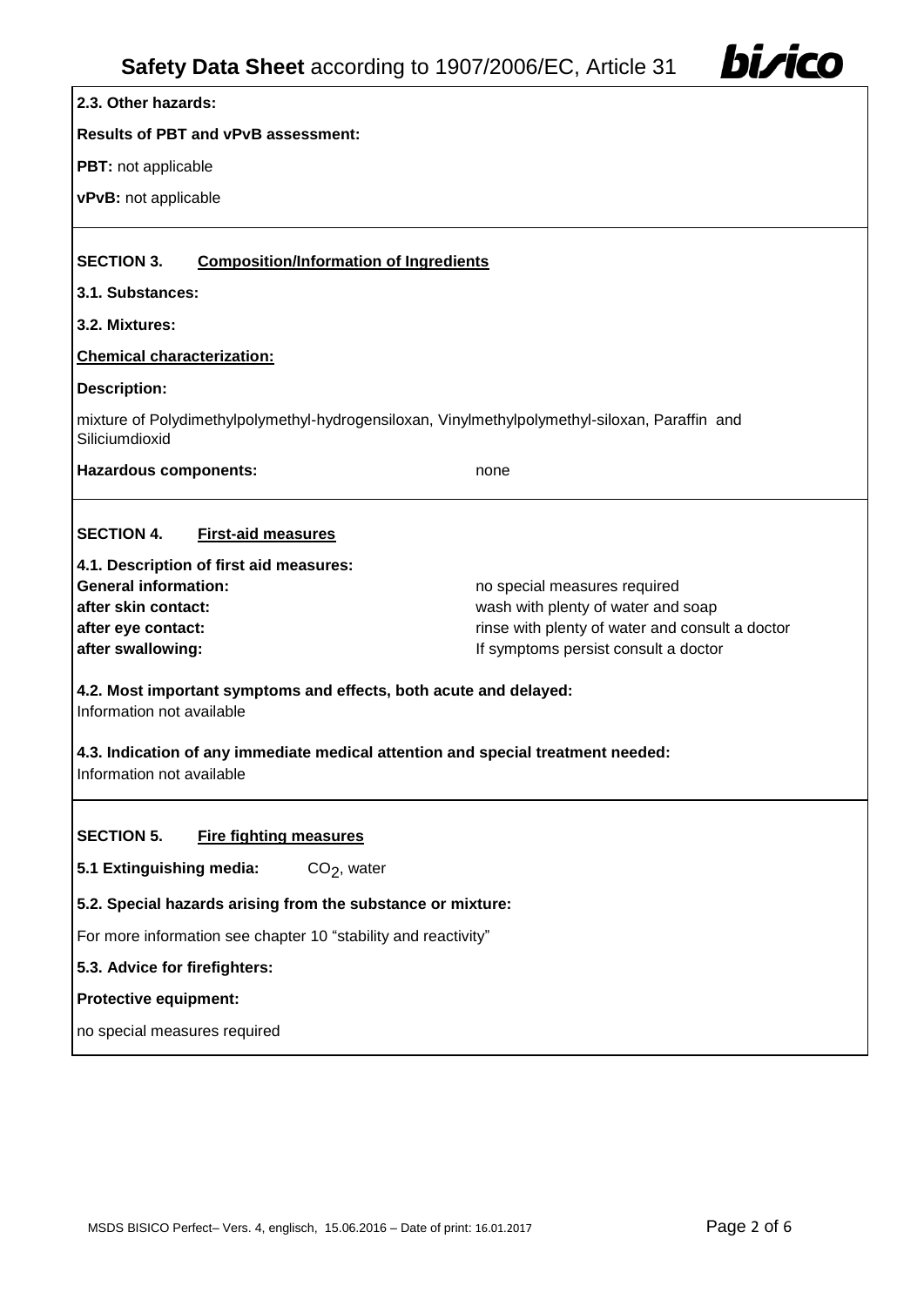**2.3. Other hazards:**

**Results of PBT and vPvB assessment:**

**PBT:** not applicable

**vPvB:** not applicable

## SECTION 3. Composition/Information of Ingredients

**3.1. Substances:**

**3.2. Mixtures:**

**Chemical characterization:**

**Description:**

mixture of Polydimethylpolymethyl-hydrogensiloxan, Vinylmethylpolymethyl-siloxan, Paraffin and Siliciumdioxid

**Hazardous components:** none

## SECTION 4. First-aid measures

**4.1. Description of first aid measures:**

| | |
|---|---|
| **General information:** | no special measures required |
| **after skin contact:** | wash with plenty of water and soap |
| **after eye contact:** | rinse with plenty of water and consult a doctor |
| **after swallowing:** | If symptoms persist consult a doctor |

**4.2. Most important symptoms and effects, both acute and delayed:**
Information not available

**4.3. Indication of any immediate medical attention and special treatment needed:**
Information not available

## SECTION 5. Fire fighting measures

**5.1 Extinguishing media:** $CO_2$, water

**5.2. Special hazards arising from the substance or mixture:**

For more information see chapter 10 "stability and reactivity"

**5.3. Advice for firefighters:**

**Protective equipment:**

no special measures required

MSDS BISICO Perfect– Vers. 4, englisch, 15.06.2016 – Date of print: 16.01.2017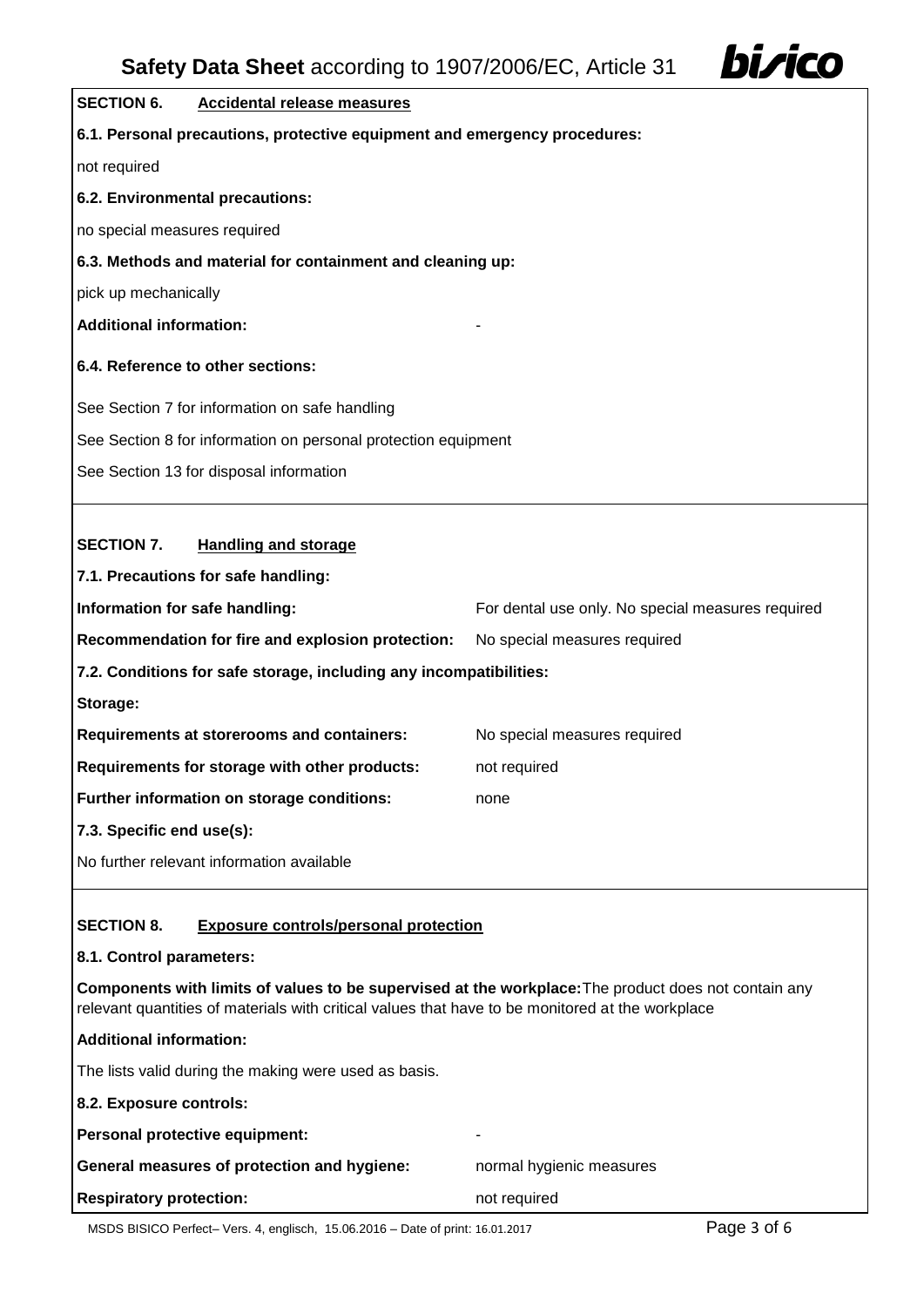## SECTION 6. Accidental release measures

**6.1. Personal precautions, protective equipment and emergency procedures:**

not required

**6.2. Environmental precautions:**

no special measures required

**6.3. Methods and material for containment and cleaning up:**

pick up mechanically

**Additional information:** -

**6.4. Reference to other sections:**

See Section 7 for information on safe handling

See Section 8 for information on personal protection equipment

See Section 13 for disposal information

## SECTION 7. Handling and storage

**7.1. Precautions for safe handling:**

**Information for safe handling:** For dental use only. No special measures required

**Recommendation for fire and explosion protection:** No special measures required

**7.2. Conditions for safe storage, including any incompatibilities:**

**Storage:**

**Requirements at storerooms and containers:** No special measures required

**Requirements for storage with other products:** not required

**Further information on storage conditions:** none

**7.3. Specific end use(s):**

No further relevant information available

## SECTION 8. Exposure controls/personal protection

**8.1. Control parameters:**

**Components with limits of values to be supervised at the workplace:** The product does not contain any relevant quantities of materials with critical values that have to be monitored at the workplace

**Additional information:**

The lists valid during the making were used as basis.

**8.2. Exposure controls:**

**Personal protective equipment:** -

**General measures of protection and hygiene:** normal hygienic measures

**Respiratory protection:** not required

MSDS BISICO Perfect– Vers. 4, englisch, 15.06.2016 – Date of print: 16.01.2017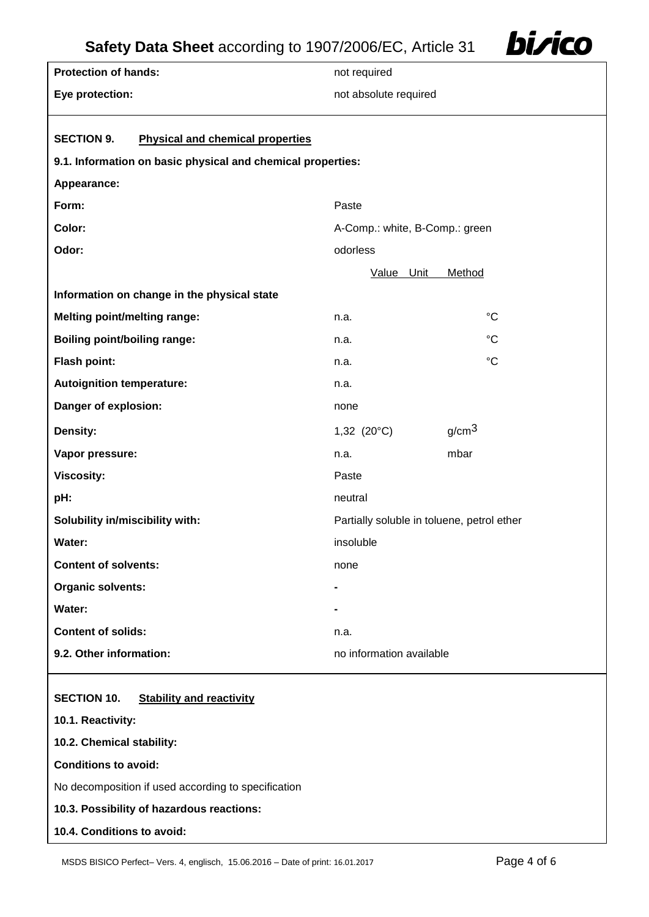| | |
|---|---|
| **Protection of hands:** | not required |
| **Eye protection:** | not absolute required |

**SECTION 9. Physical and chemical properties**

**9.1. Information on basic physical and chemical properties:**

**Appearance:**

| | Value | Unit | Method |
|---|---|---|---|
| **Form:** | Paste | | |
| **Color:** | A-Comp.: white, B-Comp.: green | | |
| **Odor:** | odorless | | |
| **Information on change in the physical state** | | | |
| **Melting point/melting range:** | n.a. | °C | |
| **Boiling point/boiling range:** | n.a. | °C | |
| **Flash point:** | n.a. | °C | |
| **Autoignition temperature:** | n.a. | | |
| **Danger of explosion:** | none | | |
| **Density:** | 1,32 (20°C) | $g/cm^3$ | |
| **Vapor pressure:** | n.a. | mbar | |
| **Viscosity:** | Paste | | |
| **pH:** | neutral | | |
| **Solubility in/miscibility with:** | Partially soluble in toluene, petrol ether | | |
| **Water:** | insoluble | | |
| **Content of solvents:** | none | | |
| **Organic solvents:** | - | | |
| **Water:** | - | | |
| **Content of solids:** | n.a. | | |
| **9.2. Other information:** | no information available | | |

**SECTION 10. Stability and reactivity**

**10.1. Reactivity:**

**10.2. Chemical stability:**

**Conditions to avoid:**

No decomposition if used according to specification

**10.3. Possibility of hazardous reactions:**

**10.4. Conditions to avoid:**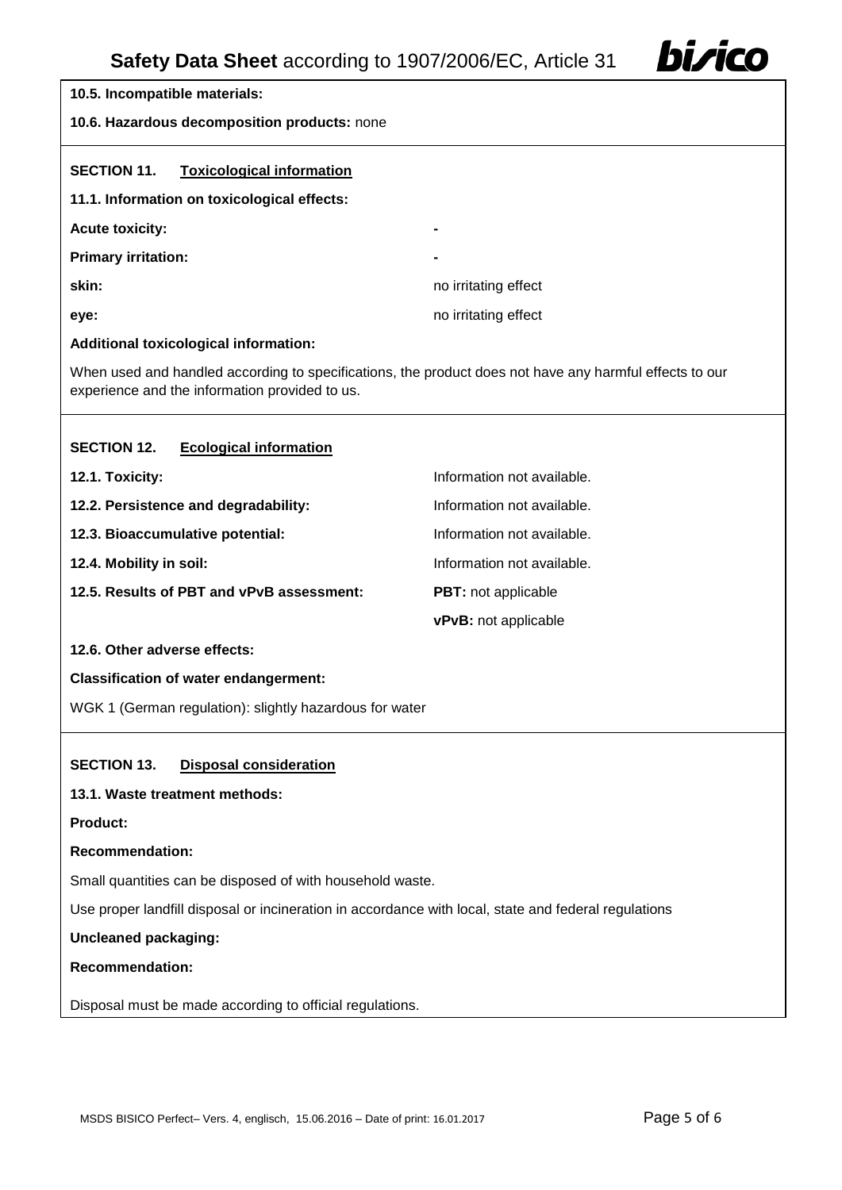**10.5. Incompatible materials:**

**10.6. Hazardous decomposition products:** none

## SECTION 11. Toxicological information

**11.1. Information on toxicological effects:**

| | |
|---|---|
| **Acute toxicity:** | - |
| **Primary irritation:** | - |
| **skin:** | no irritating effect |
| **eye:** | no irritating effect |

**Additional toxicological information:**

When used and handled according to specifications, the product does not have any harmful effects to our experience and the information provided to us.

## SECTION 12. Ecological information

| | |
|---|---|
| **12.1. Toxicity:** | Information not available. |
| **12.2. Persistence and degradability:** | Information not available. |
| **12.3. Bioaccumulative potential:** | Information not available. |
| **12.4. Mobility in soil:** | Information not available. |
| **12.5. Results of PBT and vPvB assessment:** | **PBT:** not applicable |
| | **vPvB:** not applicable |

**12.6. Other adverse effects:**

**Classification of water endangerment:**

WGK 1 (German regulation): slightly hazardous for water

## SECTION 13. Disposal consideration

**13.1. Waste treatment methods:**

**Product:**

**Recommendation:**

Small quantities can be disposed of with household waste.

Use proper landfill disposal or incineration in accordance with local, state and federal regulations

**Uncleaned packaging:**

**Recommendation:**

Disposal must be made according to official regulations.

MSDS BISICO Perfect– Vers. 4, englisch, 15.06.2016 – Date of print: 16.01.2017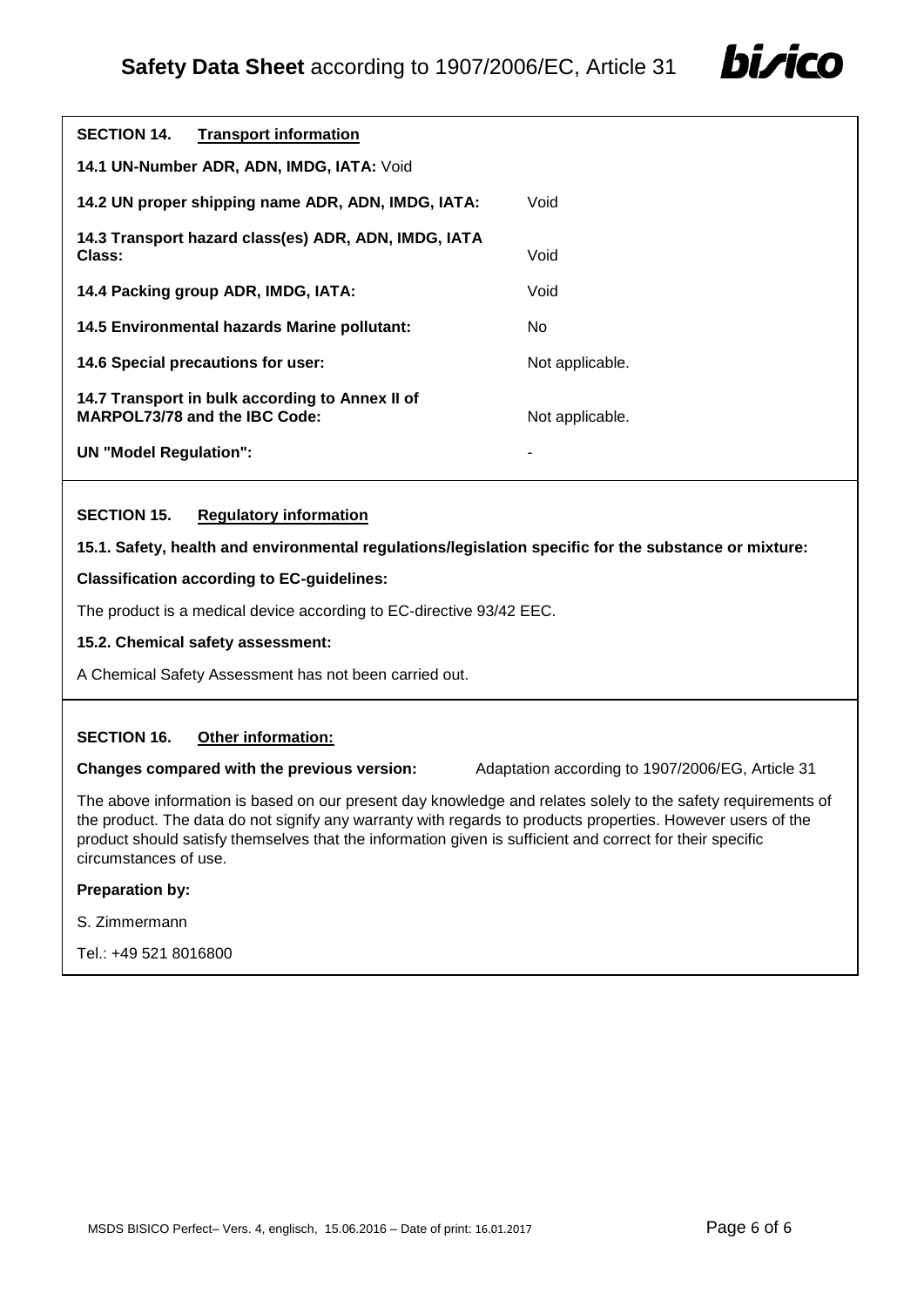## SECTION 14. Transport information

**14.1 UN-Number ADR, ADN, IMDG, IATA:** Void

| | |
|---|---|
| **14.2 UN proper shipping name ADR, ADN, IMDG, IATA:** | Void |
| **14.3 Transport hazard class(es) ADR, ADN, IMDG, IATA Class:** | Void |
| **14.4 Packing group ADR, IMDG, IATA:** | Void |
| **14.5 Environmental hazards Marine pollutant:** | No |
| **14.6 Special precautions for user:** | Not applicable. |
| **14.7 Transport in bulk according to Annex II of MARPOL73/78 and the IBC Code:** | Not applicable. |
| **UN "Model Regulation":** | - |

## SECTION 15. Regulatory information

**15.1. Safety, health and environmental regulations/legislation specific for the substance or mixture:**

**Classification according to EC-guidelines:**

The product is a medical device according to EC-directive 93/42 EEC.

**15.2. Chemical safety assessment:**

A Chemical Safety Assessment has not been carried out.

## SECTION 16. Other information:

**Changes compared with the previous version:** Adaptation according to 1907/2006/EG, Article 31

The above information is based on our present day knowledge and relates solely to the safety requirements of the product. The data do not signify any warranty with regards to products properties. However users of the product should satisfy themselves that the information given is sufficient and correct for their specific circumstances of use.

**Preparation by:**

S. Zimmermann

Tel.: +49 521 8016800